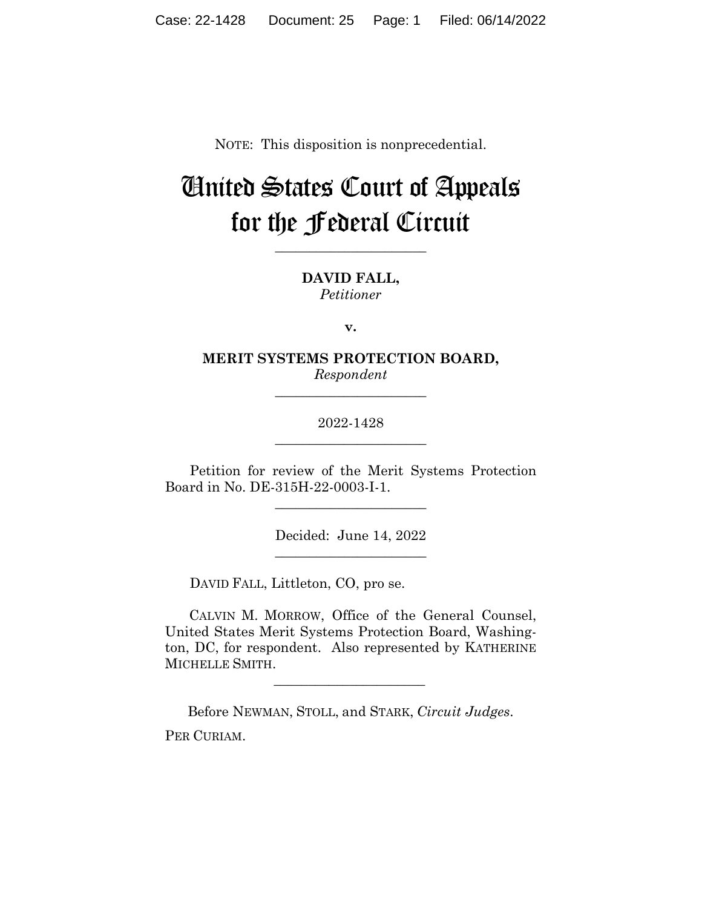NOTE: This disposition is nonprecedential.

# United States Court of Appeals for the Federal Circuit

______________________

**DAVID FALL,**
*Petitioner*

**v.**

**MERIT SYSTEMS PROTECTION BOARD,**
*Respondent*

______________________

2022-1428

______________________

Petition for review of the Merit Systems Protection Board in No. DE-315H-22-0003-I-1.

______________________

Decided: June 14, 2022

______________________

DAVID FALL, Littleton, CO, pro se.

CALVIN M. MORROW, Office of the General Counsel, United States Merit Systems Protection Board, Washington, DC, for respondent. Also represented by KATHERINE MICHELLE SMITH.

______________________

Before NEWMAN, STOLL, and STARK, *Circuit Judges*.

PER CURIAM.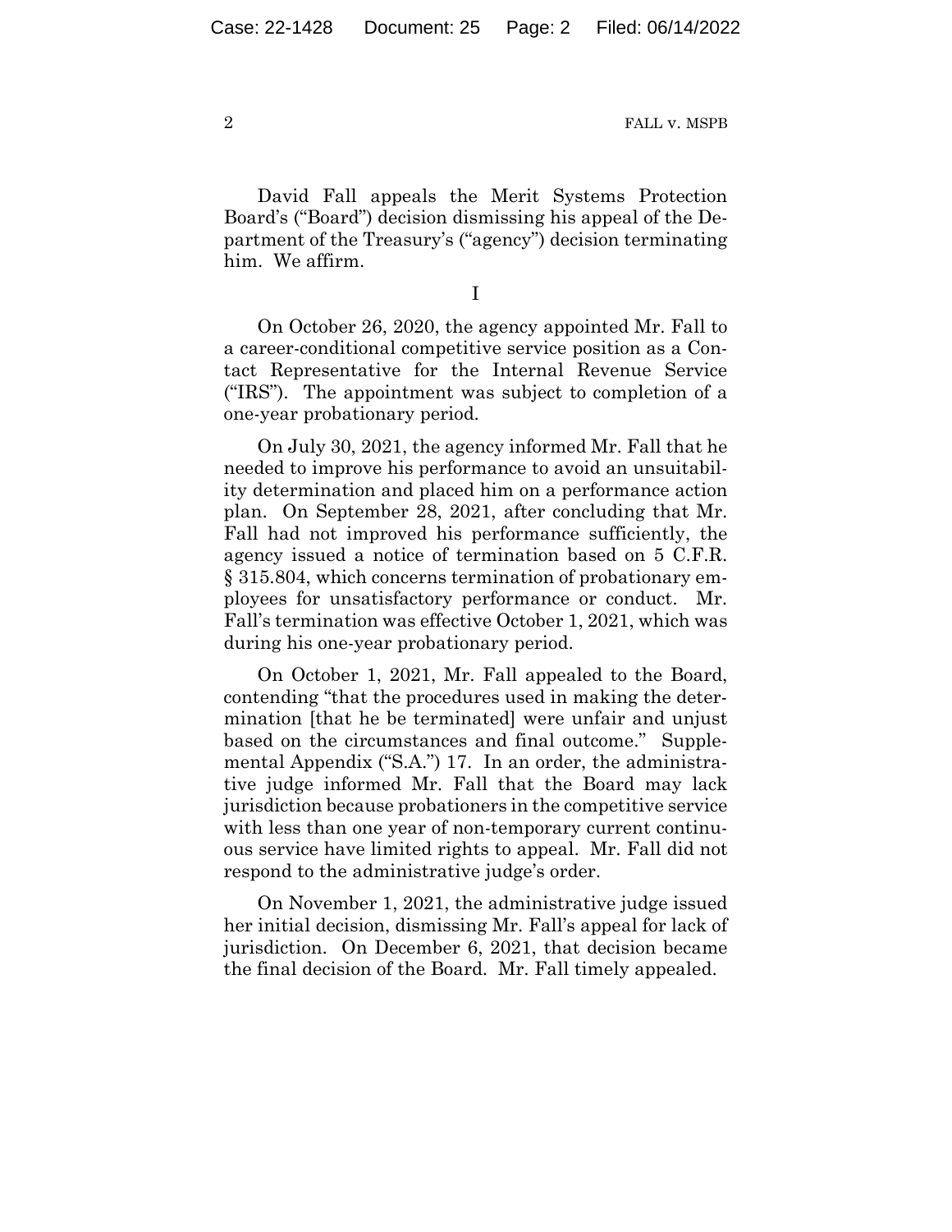David Fall appeals the Merit Systems Protection Board's ("Board") decision dismissing his appeal of the Department of the Treasury's ("agency") decision terminating him. We affirm.

I

On October 26, 2020, the agency appointed Mr. Fall to a career-conditional competitive service position as a Contact Representative for the Internal Revenue Service ("IRS"). The appointment was subject to completion of a one-year probationary period.

On July 30, 2021, the agency informed Mr. Fall that he needed to improve his performance to avoid an unsuitability determination and placed him on a performance action plan. On September 28, 2021, after concluding that Mr. Fall had not improved his performance sufficiently, the agency issued a notice of termination based on 5 C.F.R. § 315.804, which concerns termination of probationary employees for unsatisfactory performance or conduct. Mr. Fall's termination was effective October 1, 2021, which was during his one-year probationary period.

On October 1, 2021, Mr. Fall appealed to the Board, contending "that the procedures used in making the determination [that he be terminated] were unfair and unjust based on the circumstances and final outcome." Supplemental Appendix ("S.A.") 17. In an order, the administrative judge informed Mr. Fall that the Board may lack jurisdiction because probationers in the competitive service with less than one year of non-temporary current continuous service have limited rights to appeal. Mr. Fall did not respond to the administrative judge's order.

On November 1, 2021, the administrative judge issued her initial decision, dismissing Mr. Fall's appeal for lack of jurisdiction. On December 6, 2021, that decision became the final decision of the Board. Mr. Fall timely appealed.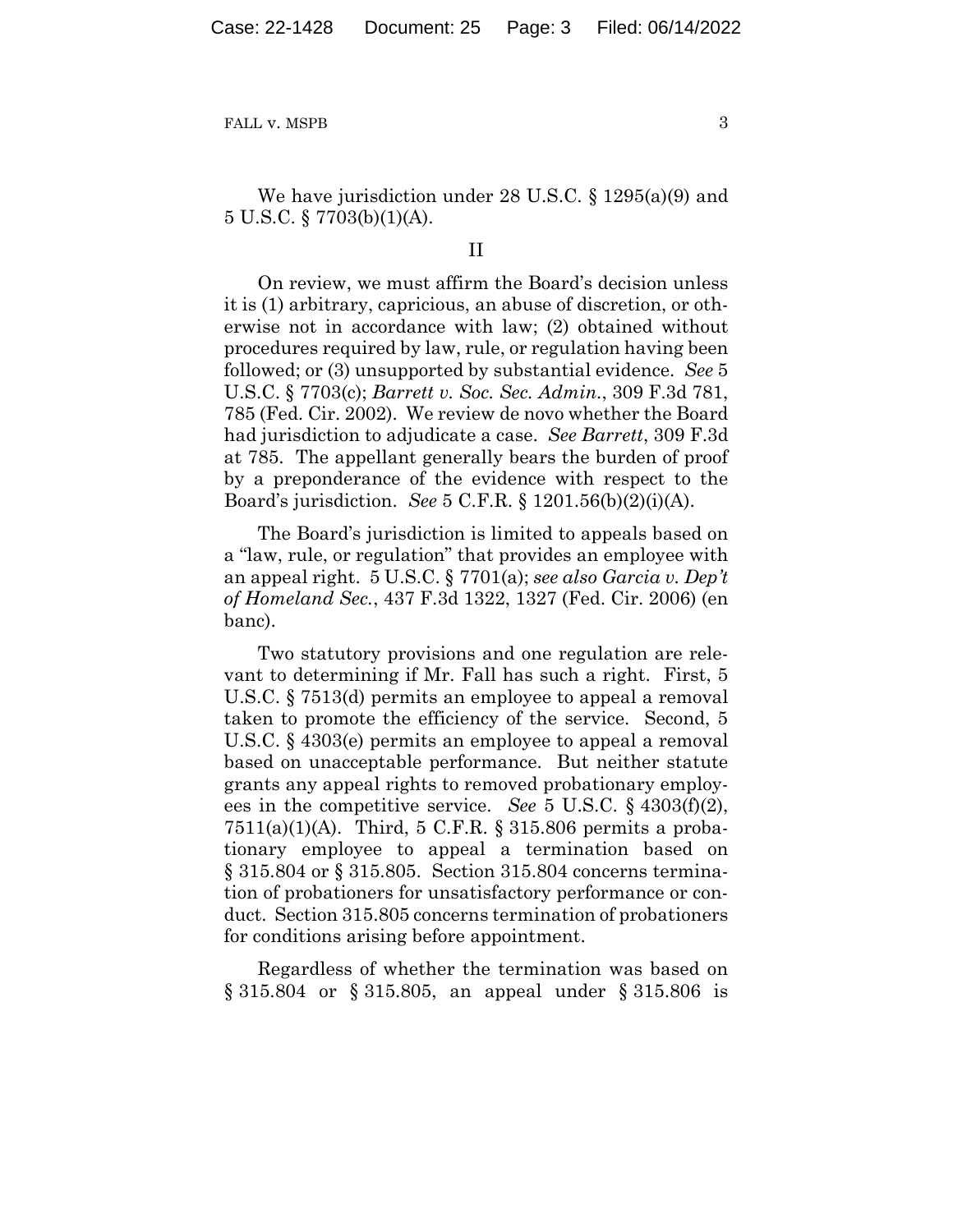We have jurisdiction under 28 U.S.C. § 1295(a)(9) and 5 U.S.C. § 7703(b)(1)(A).

## II

On review, we must affirm the Board's decision unless it is (1) arbitrary, capricious, an abuse of discretion, or otherwise not in accordance with law; (2) obtained without procedures required by law, rule, or regulation having been followed; or (3) unsupported by substantial evidence. *See* 5 U.S.C. § 7703(c); *Barrett v. Soc. Sec. Admin.*, 309 F.3d 781, 785 (Fed. Cir. 2002). We review de novo whether the Board had jurisdiction to adjudicate a case. *See Barrett*, 309 F.3d at 785. The appellant generally bears the burden of proof by a preponderance of the evidence with respect to the Board's jurisdiction. *See* 5 C.F.R. § 1201.56(b)(2)(i)(A).

The Board's jurisdiction is limited to appeals based on a "law, rule, or regulation" that provides an employee with an appeal right. 5 U.S.C. § 7701(a); *see also Garcia v. Dep't of Homeland Sec.*, 437 F.3d 1322, 1327 (Fed. Cir. 2006) (en banc).

Two statutory provisions and one regulation are relevant to determining if Mr. Fall has such a right. First, 5 U.S.C. § 7513(d) permits an employee to appeal a removal taken to promote the efficiency of the service. Second, 5 U.S.C. § 4303(e) permits an employee to appeal a removal based on unacceptable performance. But neither statute grants any appeal rights to removed probationary employees in the competitive service. *See* 5 U.S.C. § 4303(f)(2), 7511(a)(1)(A). Third, 5 C.F.R. § 315.806 permits a probationary employee to appeal a termination based on § 315.804 or § 315.805. Section 315.804 concerns termination of probationers for unsatisfactory performance or conduct. Section 315.805 concerns termination of probationers for conditions arising before appointment.

Regardless of whether the termination was based on § 315.804 or § 315.805, an appeal under § 315.806 is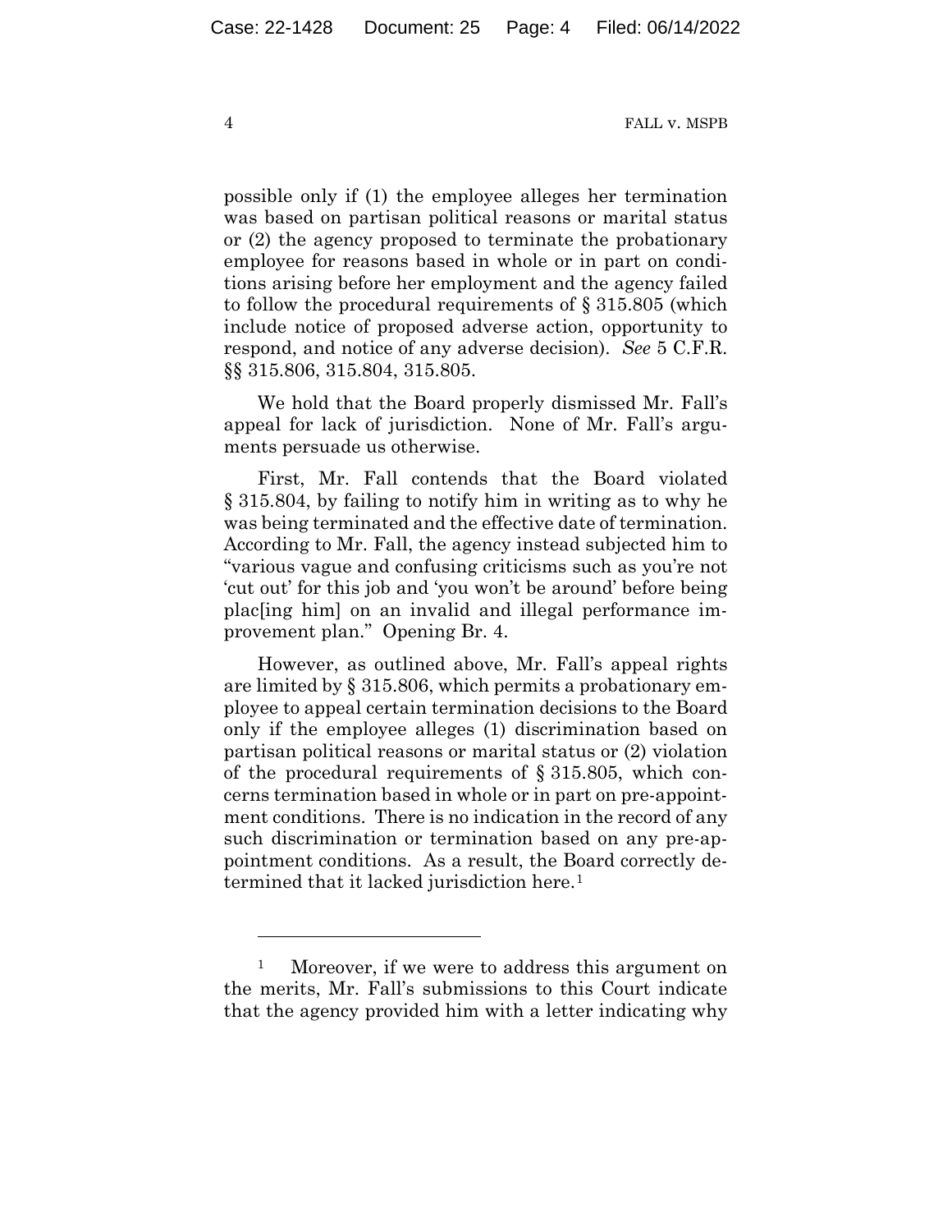possible only if (1) the employee alleges her termination was based on partisan political reasons or marital status or (2) the agency proposed to terminate the probationary employee for reasons based in whole or in part on conditions arising before her employment and the agency failed to follow the procedural requirements of § 315.805 (which include notice of proposed adverse action, opportunity to respond, and notice of any adverse decision). *See* 5 C.F.R. §§ 315.806, 315.804, 315.805.

We hold that the Board properly dismissed Mr. Fall's appeal for lack of jurisdiction. None of Mr. Fall's arguments persuade us otherwise.

First, Mr. Fall contends that the Board violated § 315.804, by failing to notify him in writing as to why he was being terminated and the effective date of termination. According to Mr. Fall, the agency instead subjected him to "various vague and confusing criticisms such as you're not 'cut out' for this job and 'you won't be around' before being plac[ing him] on an invalid and illegal performance improvement plan." Opening Br. 4.

However, as outlined above, Mr. Fall's appeal rights are limited by § 315.806, which permits a probationary employee to appeal certain termination decisions to the Board only if the employee alleges (1) discrimination based on partisan political reasons or marital status or (2) violation of the procedural requirements of § 315.805, which concerns termination based in whole or in part on pre-appointment conditions. There is no indication in the record of any such discrimination or termination based on any pre-appointment conditions. As a result, the Board correctly determined that it lacked jurisdiction here.[1]

---

[1] Moreover, if we were to address this argument on the merits, Mr. Fall's submissions to this Court indicate that the agency provided him with a letter indicating why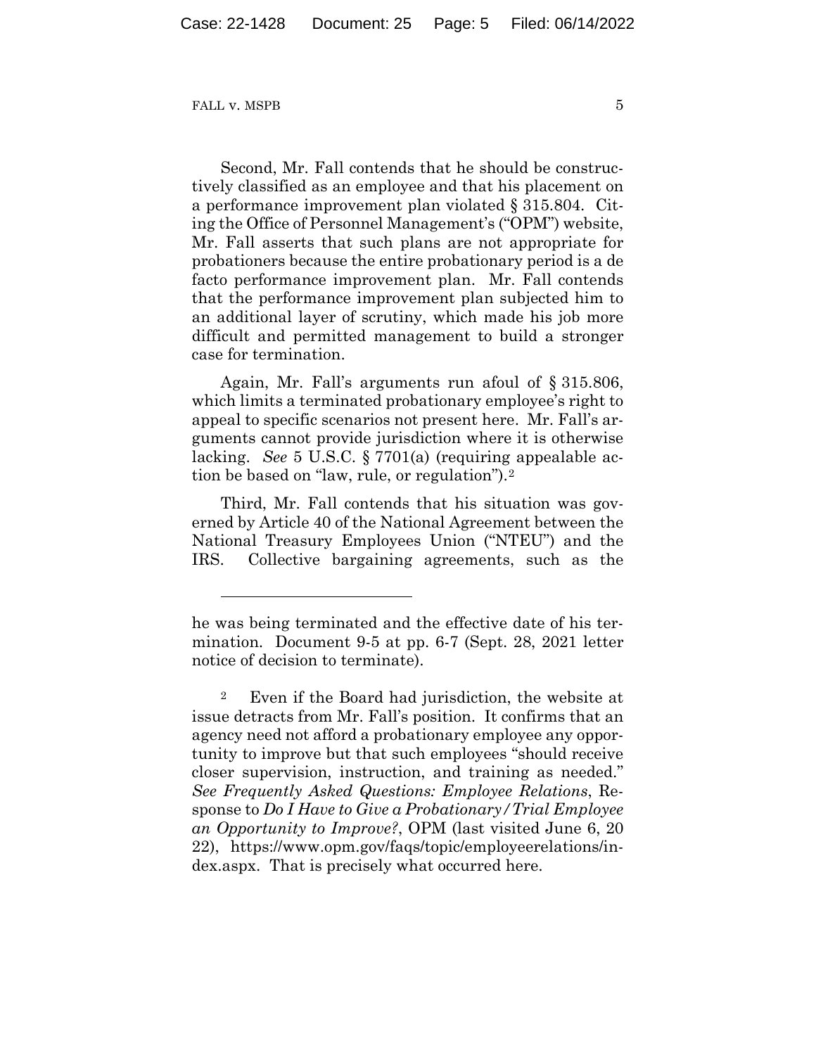Second, Mr. Fall contends that he should be constructively classified as an employee and that his placement on a performance improvement plan violated § 315.804. Citing the Office of Personnel Management's ("OPM") website, Mr. Fall asserts that such plans are not appropriate for probationers because the entire probationary period is a de facto performance improvement plan. Mr. Fall contends that the performance improvement plan subjected him to an additional layer of scrutiny, which made his job more difficult and permitted management to build a stronger case for termination.

Again, Mr. Fall's arguments run afoul of § 315.806, which limits a terminated probationary employee's right to appeal to specific scenarios not present here. Mr. Fall's arguments cannot provide jurisdiction where it is otherwise lacking. *See* 5 U.S.C. § 7701(a) (requiring appealable action be based on "law, rule, or regulation").[2]

Third, Mr. Fall contends that his situation was governed by Article 40 of the National Agreement between the National Treasury Employees Union ("NTEU") and the IRS. Collective bargaining agreements, such as the

---

he was being terminated and the effective date of his termination. Document 9-5 at pp. 6-7 (Sept. 28, 2021 letter notice of decision to terminate).

[2] Even if the Board had jurisdiction, the website at issue detracts from Mr. Fall's position. It confirms that an agency need not afford a probationary employee any opportunity to improve but that such employees "should receive closer supervision, instruction, and training as needed." *See Frequently Asked Questions: Employee Relations*, Response to *Do I Have to Give a Probationary/Trial Employee an Opportunity to Improve?*, OPM (last visited June 6, 2022), https://www.opm.gov/faqs/topic/employeerelations/index.aspx. That is precisely what occurred here.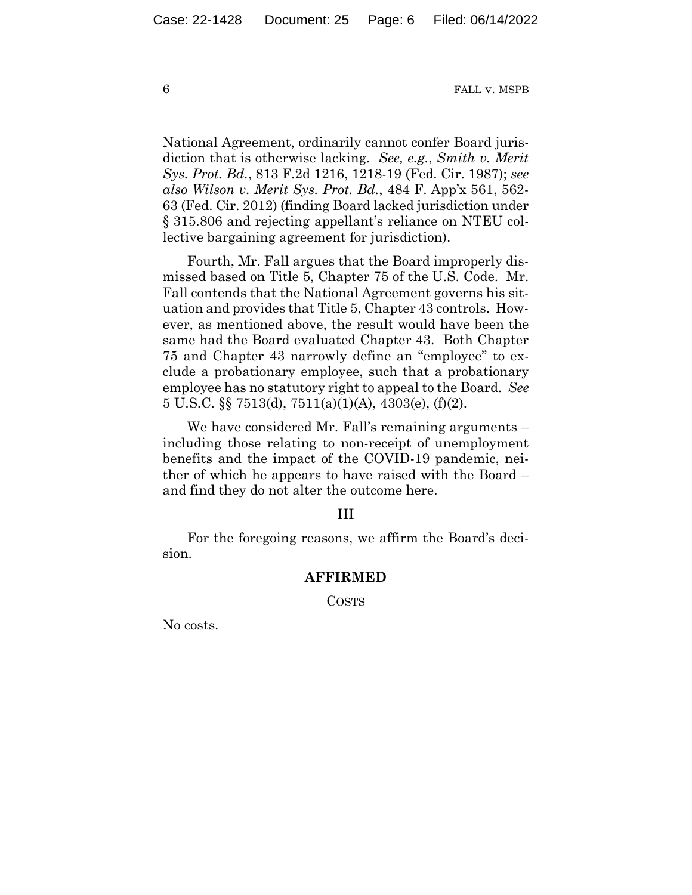National Agreement, ordinarily cannot confer Board jurisdiction that is otherwise lacking. *See, e.g.*, *Smith v. Merit Sys. Prot. Bd.*, 813 F.2d 1216, 1218-19 (Fed. Cir. 1987); *see also Wilson v. Merit Sys. Prot. Bd.*, 484 F. App'x 561, 562-63 (Fed. Cir. 2012) (finding Board lacked jurisdiction under § 315.806 and rejecting appellant's reliance on NTEU collective bargaining agreement for jurisdiction).

Fourth, Mr. Fall argues that the Board improperly dismissed based on Title 5, Chapter 75 of the U.S. Code. Mr. Fall contends that the National Agreement governs his situation and provides that Title 5, Chapter 43 controls. However, as mentioned above, the result would have been the same had the Board evaluated Chapter 43. Both Chapter 75 and Chapter 43 narrowly define an "employee" to exclude a probationary employee, such that a probationary employee has no statutory right to appeal to the Board. *See* 5 U.S.C. §§ 7513(d), 7511(a)(1)(A), 4303(e), (f)(2).

We have considered Mr. Fall's remaining arguments – including those relating to non-receipt of unemployment benefits and the impact of the COVID-19 pandemic, neither of which he appears to have raised with the Board – and find they do not alter the outcome here.

III

For the foregoing reasons, we affirm the Board's decision.

**AFFIRMED**

COSTS

No costs.